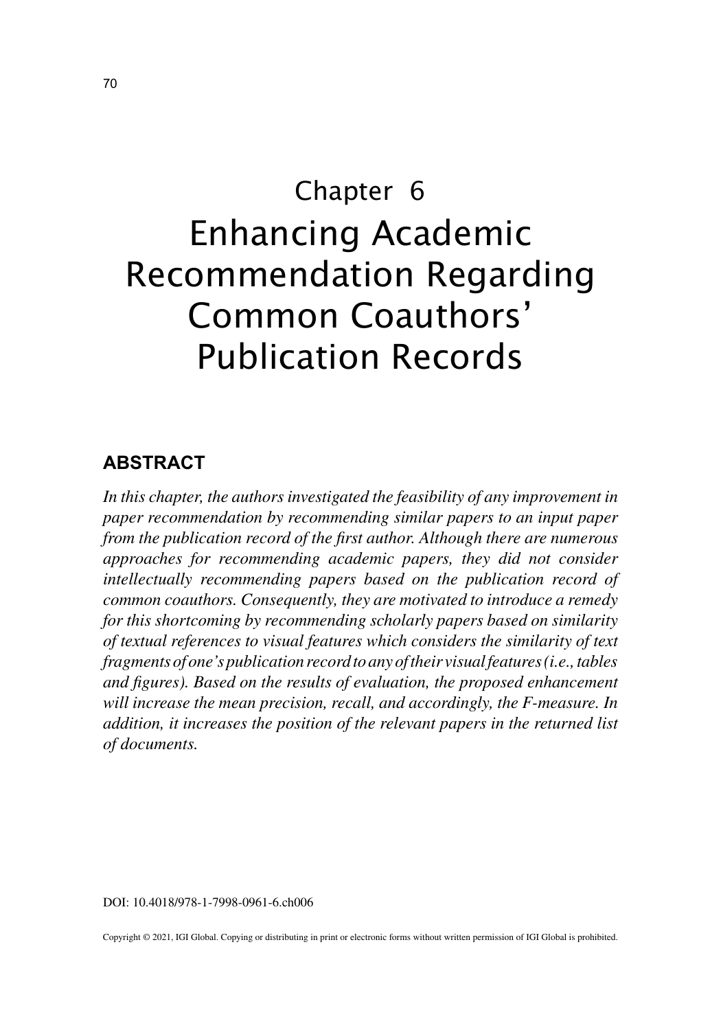# Chapter 6
# Enhancing Academic Recommendation Regarding Common Coauthors' Publication Records

## ABSTRACT

*In this chapter, the authors investigated the feasibility of any improvement in paper recommendation by recommending similar papers to an input paper from the publication record of the first author. Although there are numerous approaches for recommending academic papers, they did not consider intellectually recommending papers based on the publication record of common coauthors. Consequently, they are motivated to introduce a remedy for this shortcoming by recommending scholarly papers based on similarity of textual references to visual features which considers the similarity of text fragments of one's publication record to any of their visual features (i.e., tables and figures). Based on the results of evaluation, the proposed enhancement will increase the mean precision, recall, and accordingly, the F-measure. In addition, it increases the position of the relevant papers in the returned list of documents.*

DOI: 10.4018/978-1-7998-0961-6.ch006

Copyright © 2021, IGI Global. Copying or distributing in print or electronic forms without written permission of IGI Global is prohibited.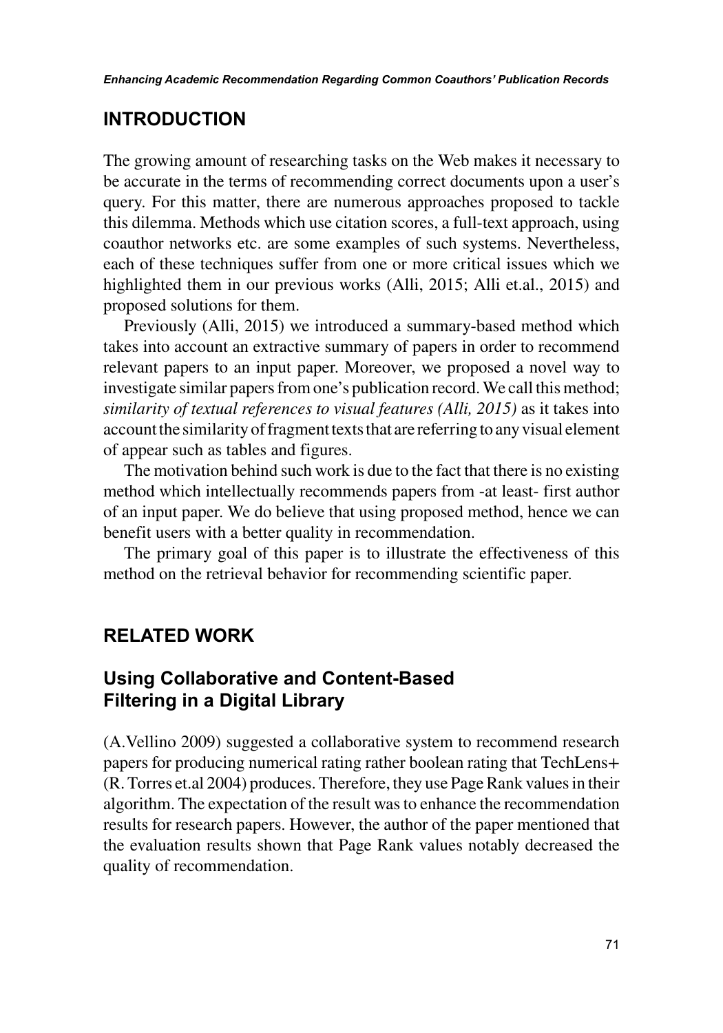## INTRODUCTION

The growing amount of researching tasks on the Web makes it necessary to be accurate in the terms of recommending correct documents upon a user's query. For this matter, there are numerous approaches proposed to tackle this dilemma. Methods which use citation scores, a full-text approach, using coauthor networks etc. are some examples of such systems. Nevertheless, each of these techniques suffer from one or more critical issues which we highlighted them in our previous works (Alli, 2015; Alli et.al., 2015) and proposed solutions for them.

Previously (Alli, 2015) we introduced a summary-based method which takes into account an extractive summary of papers in order to recommend relevant papers to an input paper. Moreover, we proposed a novel way to investigate similar papers from one's publication record. We call this method; *similarity of textual references to visual features (Alli, 2015)* as it takes into account the similarity of fragment texts that are referring to any visual element of appear such as tables and figures.

The motivation behind such work is due to the fact that there is no existing method which intellectually recommends papers from -at least- first author of an input paper. We do believe that using proposed method, hence we can benefit users with a better quality in recommendation.

The primary goal of this paper is to illustrate the effectiveness of this method on the retrieval behavior for recommending scientific paper.

## RELATED WORK

### Using Collaborative and Content-Based Filtering in a Digital Library

(A.Vellino 2009) suggested a collaborative system to recommend research papers for producing numerical rating rather boolean rating that TechLens+ (R. Torres et.al 2004) produces. Therefore, they use Page Rank values in their algorithm. The expectation of the result was to enhance the recommendation results for research papers. However, the author of the paper mentioned that the evaluation results shown that Page Rank values notably decreased the quality of recommendation.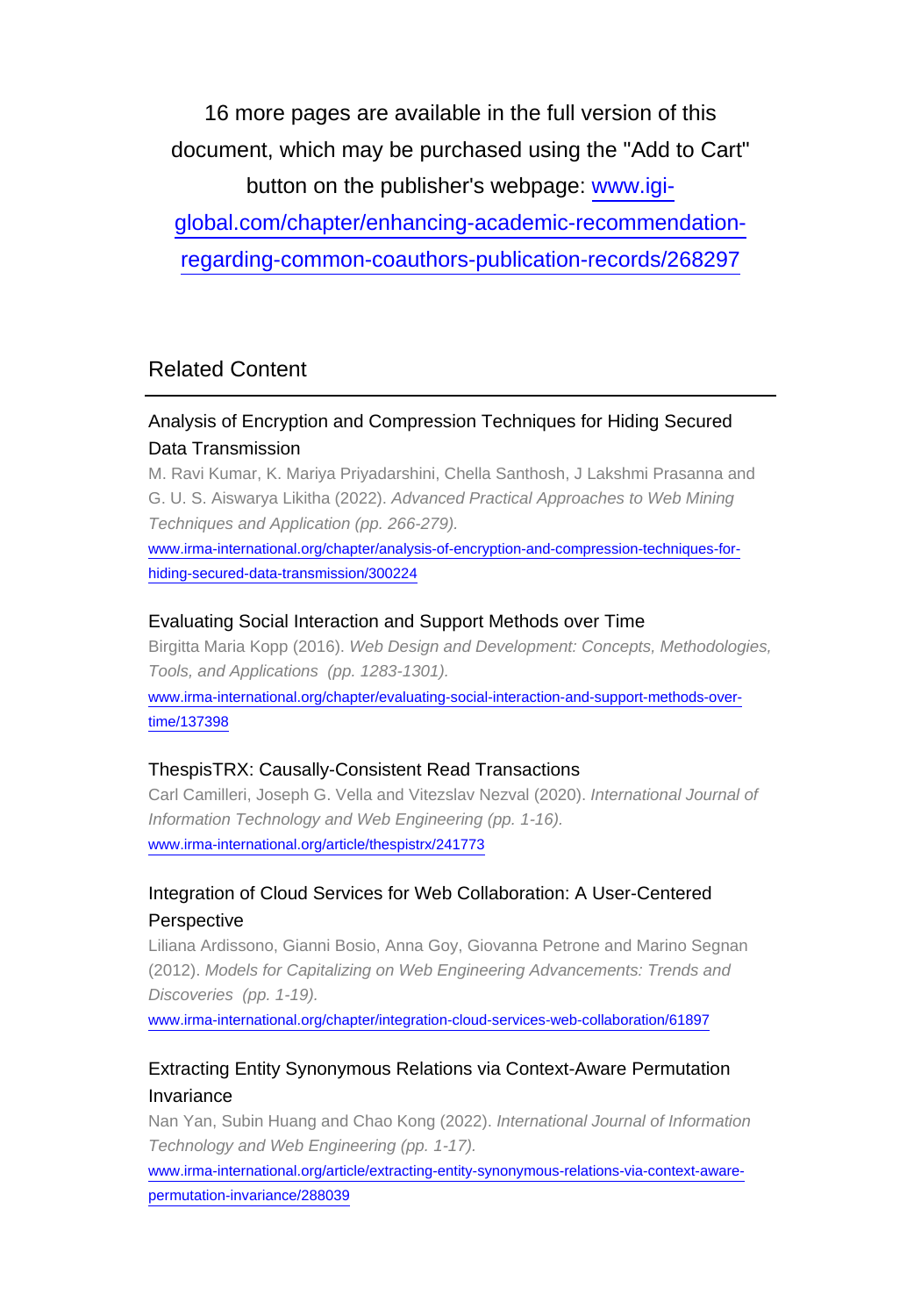16 more pages are available in the full version of this document, which may be purchased using the "Add to Cart" button on the publisher's webpage: [www.igi-global.com/chapter/enhancing-academic-recommendation-regarding-common-coauthors-publication-records/268297](www.igi-global.com/chapter/enhancing-academic-recommendation-regarding-common-coauthors-publication-records/268297)

## Related Content

### Analysis of Encryption and Compression Techniques for Hiding Secured Data Transmission

M. Ravi Kumar, K. Mariya Priyadarshini, Chella Santhosh, J Lakshmi Prasanna and G. U. S. Aiswarya Likitha (2022). *Advanced Practical Approaches to Web Mining Techniques and Application (pp. 266-279).*

[www.irma-international.org/chapter/analysis-of-encryption-and-compression-techniques-for-hiding-secured-data-transmission/300224](www.irma-international.org/chapter/analysis-of-encryption-and-compression-techniques-for-hiding-secured-data-transmission/300224)

### Evaluating Social Interaction and Support Methods over Time

Birgitta Maria Kopp (2016). *Web Design and Development: Concepts, Methodologies, Tools, and Applications (pp. 1283-1301).*

[www.irma-international.org/chapter/evaluating-social-interaction-and-support-methods-over-time/137398](www.irma-international.org/chapter/evaluating-social-interaction-and-support-methods-over-time/137398)

### ThespisTRX: Causally-Consistent Read Transactions

Carl Camilleri, Joseph G. Vella and Vitezslav Nezval (2020). *International Journal of Information Technology and Web Engineering (pp. 1-16).*

[www.irma-international.org/article/thespistrx/241773](www.irma-international.org/article/thespistrx/241773)

### Integration of Cloud Services for Web Collaboration: A User-Centered Perspective

Liliana Ardissono, Gianni Bosio, Anna Goy, Giovanna Petrone and Marino Segnan (2012). *Models for Capitalizing on Web Engineering Advancements: Trends and Discoveries (pp. 1-19).*

[www.irma-international.org/chapter/integration-cloud-services-web-collaboration/61897](www.irma-international.org/chapter/integration-cloud-services-web-collaboration/61897)

### Extracting Entity Synonymous Relations via Context-Aware Permutation Invariance

Nan Yan, Subin Huang and Chao Kong (2022). *International Journal of Information Technology and Web Engineering (pp. 1-17).*

[www.irma-international.org/article/extracting-entity-synonymous-relations-via-context-aware-permutation-invariance/288039](www.irma-international.org/article/extracting-entity-synonymous-relations-via-context-aware-permutation-invariance/288039)